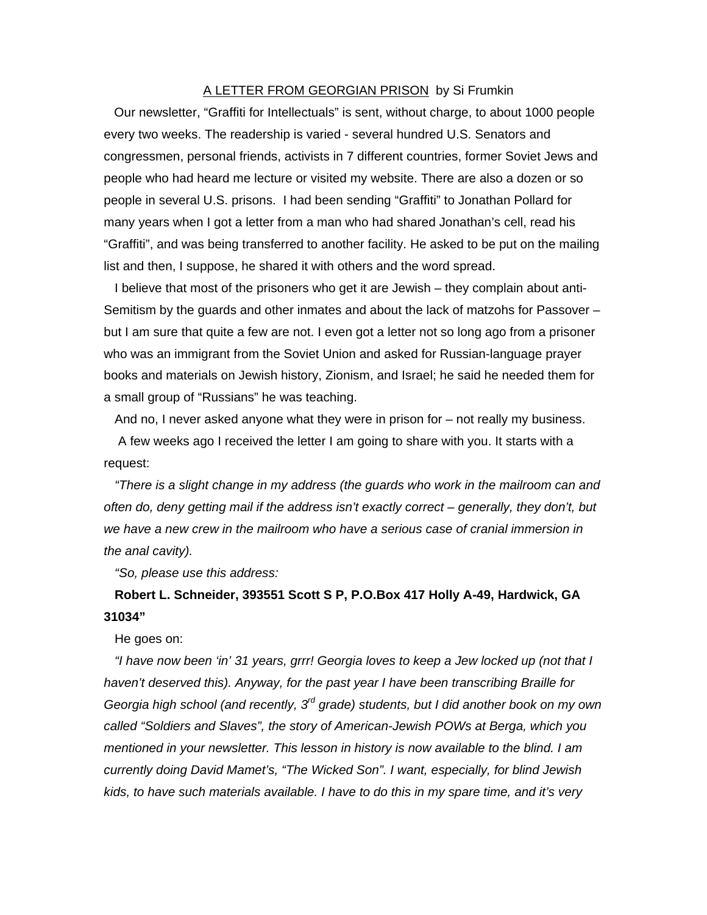<u>A LETTER FROM GEORGIAN PRISON</u> by Si Frumkin

Our newsletter, "Graffiti for Intellectuals" is sent, without charge, to about 1000 people every two weeks. The readership is varied - several hundred U.S. Senators and congressmen, personal friends, activists in 7 different countries, former Soviet Jews and people who had heard me lecture or visited my website. There are also a dozen or so people in several U.S. prisons. I had been sending "Graffiti" to Jonathan Pollard for many years when I got a letter from a man who had shared Jonathan's cell, read his "Graffiti", and was being transferred to another facility. He asked to be put on the mailing list and then, I suppose, he shared it with others and the word spread.

I believe that most of the prisoners who get it are Jewish – they complain about anti-Semitism by the guards and other inmates and about the lack of matzohs for Passover – but I am sure that quite a few are not. I even got a letter not so long ago from a prisoner who was an immigrant from the Soviet Union and asked for Russian-language prayer books and materials on Jewish history, Zionism, and Israel; he said he needed them for a small group of "Russians" he was teaching.

And no, I never asked anyone what they were in prison for – not really my business.

A few weeks ago I received the letter I am going to share with you. It starts with a request:

*"There is a slight change in my address (the guards who work in the mailroom can and often do, deny getting mail if the address isn't exactly correct – generally, they don't, but we have a new crew in the mailroom who have a serious case of cranial immersion in the anal cavity).*

*"So, please use this address:*

**Robert L. Schneider, 393551 Scott S P, P.O.Box 417 Holly A-49, Hardwick, GA 31034"**

He goes on:

*"I have now been 'in' 31 years, grrr! Georgia loves to keep a Jew locked up (not that I haven't deserved this). Anyway, for the past year I have been transcribing Braille for Georgia high school (and recently, 3rd grade) students, but I did another book on my own called "Soldiers and Slaves", the story of American-Jewish POWs at Berga, which you mentioned in your newsletter. This lesson in history is now available to the blind. I am currently doing David Mamet's, "The Wicked Son". I want, especially, for blind Jewish kids, to have such materials available. I have to do this in my spare time, and it's very*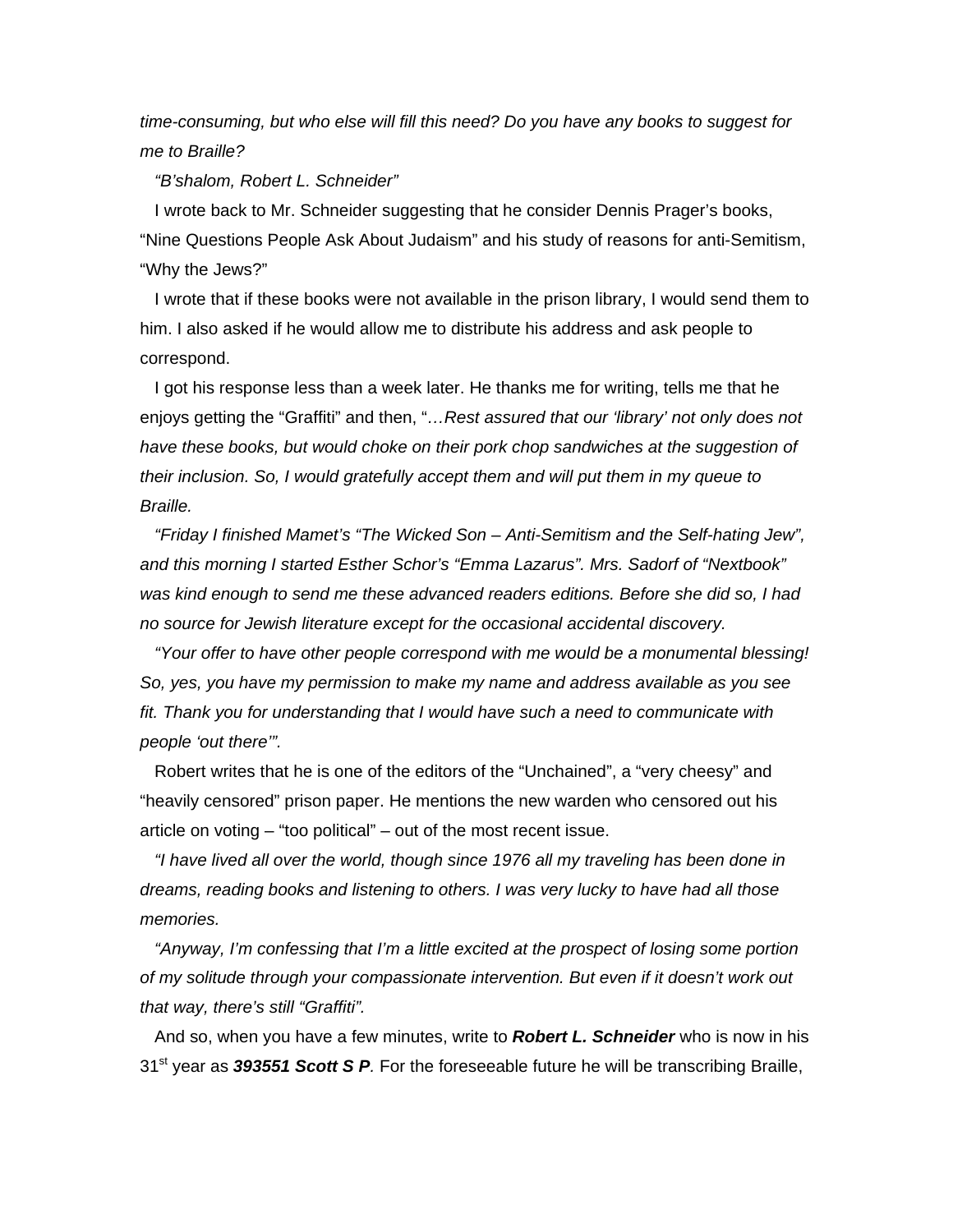*time-consuming, but who else will fill this need? Do you have any books to suggest for me to Braille?*

*"B'shalom, Robert L. Schneider"*

I wrote back to Mr. Schneider suggesting that he consider Dennis Prager's books, "Nine Questions People Ask About Judaism" and his study of reasons for anti-Semitism, "Why the Jews?"

I wrote that if these books were not available in the prison library, I would send them to him. I also asked if he would allow me to distribute his address and ask people to correspond.

I got his response less than a week later. He thanks me for writing, tells me that he enjoys getting the "Graffiti" and then, "*…Rest assured that our 'library' not only does not have these books, but would choke on their pork chop sandwiches at the suggestion of their inclusion. So, I would gratefully accept them and will put them in my queue to Braille.*

*"Friday I finished Mamet's "The Wicked Son – Anti-Semitism and the Self-hating Jew", and this morning I started Esther Schor's "Emma Lazarus". Mrs. Sadorf of "Nextbook" was kind enough to send me these advanced readers editions. Before she did so, I had no source for Jewish literature except for the occasional accidental discovery.*

*"Your offer to have other people correspond with me would be a monumental blessing! So, yes, you have my permission to make my name and address available as you see fit. Thank you for understanding that I would have such a need to communicate with people 'out there'".*

Robert writes that he is one of the editors of the "Unchained", a "very cheesy" and "heavily censored" prison paper. He mentions the new warden who censored out his article on voting – "too political" – out of the most recent issue.

*"I have lived all over the world, though since 1976 all my traveling has been done in dreams, reading books and listening to others. I was very lucky to have had all those memories.*

*"Anyway, I'm confessing that I'm a little excited at the prospect of losing some portion of my solitude through your compassionate intervention. But even if it doesn't work out that way, there's still "Graffiti".*

And so, when you have a few minutes, write to ***Robert L. Schneider*** who is now in his 31st year as ***393551 Scott S P***. For the foreseeable future he will be transcribing Braille,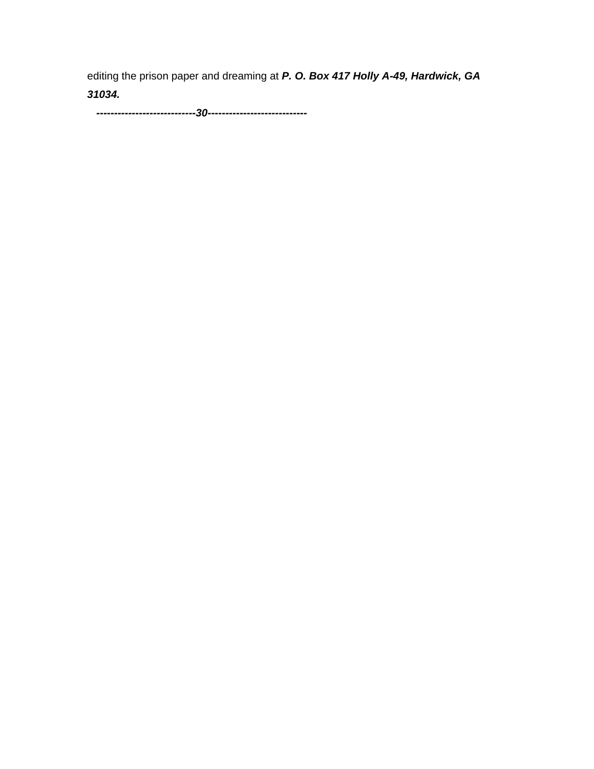editing the prison paper and dreaming at ***P. O. Box 417 Holly A-49, Hardwick, GA 31034.***

***----------------------------30----------------------------***